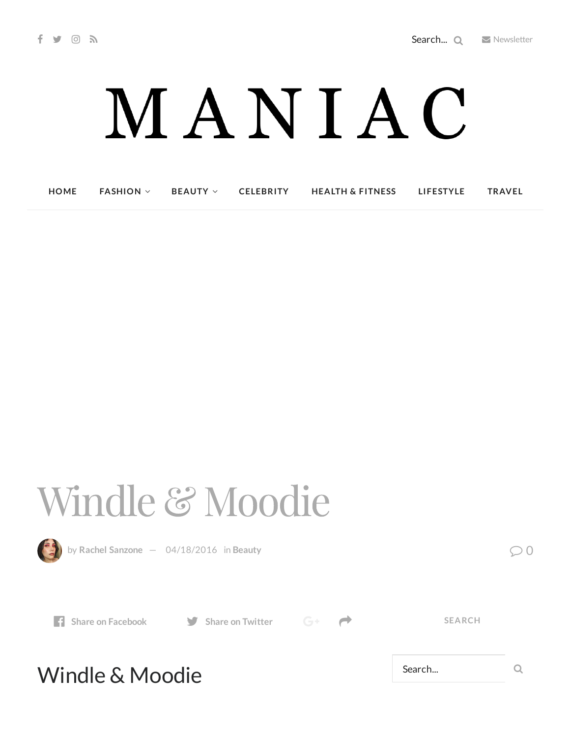Search... Newsletter

# MANIAC

HOME FASHION BEAUTY CELEBRITY HEALTH & FITNESS LIFESTYLE TRAVEL

# Windle & Moodie

by **Rachel Sanzone** — 04/18/2016 in **Beauty**

0

Share on Facebook Share on Twitter

SEARCH

Search...

## Windle & Moodie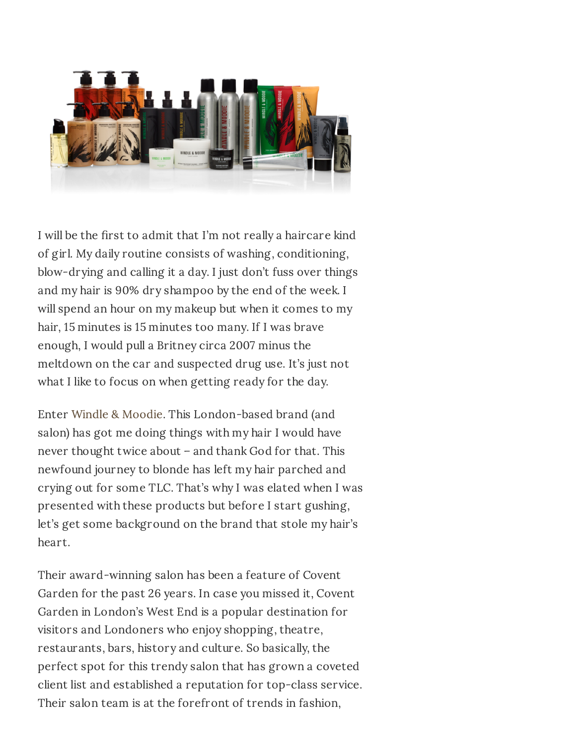I will be the first to admit that I'm not really a haircare kind of girl. My daily routine consists of washing, conditioning, blow-drying and calling it a day. I just don't fuss over things and my hair is 90% dry shampoo by the end of the week. I will spend an hour on my makeup but when it comes to my hair, 15 minutes is 15 minutes too many. If I was brave enough, I would pull a Britney circa 2007 minus the meltdown on the car and suspected drug use. It's just not what I like to focus on when getting ready for the day.

Enter Windle & Moodie. This London-based brand (and salon) has got me doing things with my hair I would have never thought twice about – and thank God for that. This newfound journey to blonde has left my hair parched and crying out for some TLC. That's why I was elated when I was presented with these products but before I start gushing, let's get some background on the brand that stole my hair's heart.

Their award-winning salon has been a feature of Covent Garden for the past 26 years. In case you missed it, Covent Garden in London's West End is a popular destination for visitors and Londoners who enjoy shopping, theatre, restaurants, bars, history and culture. So basically, the perfect spot for this trendy salon that has grown a coveted client list and established a reputation for top-class service. Their salon team is at the forefront of trends in fashion,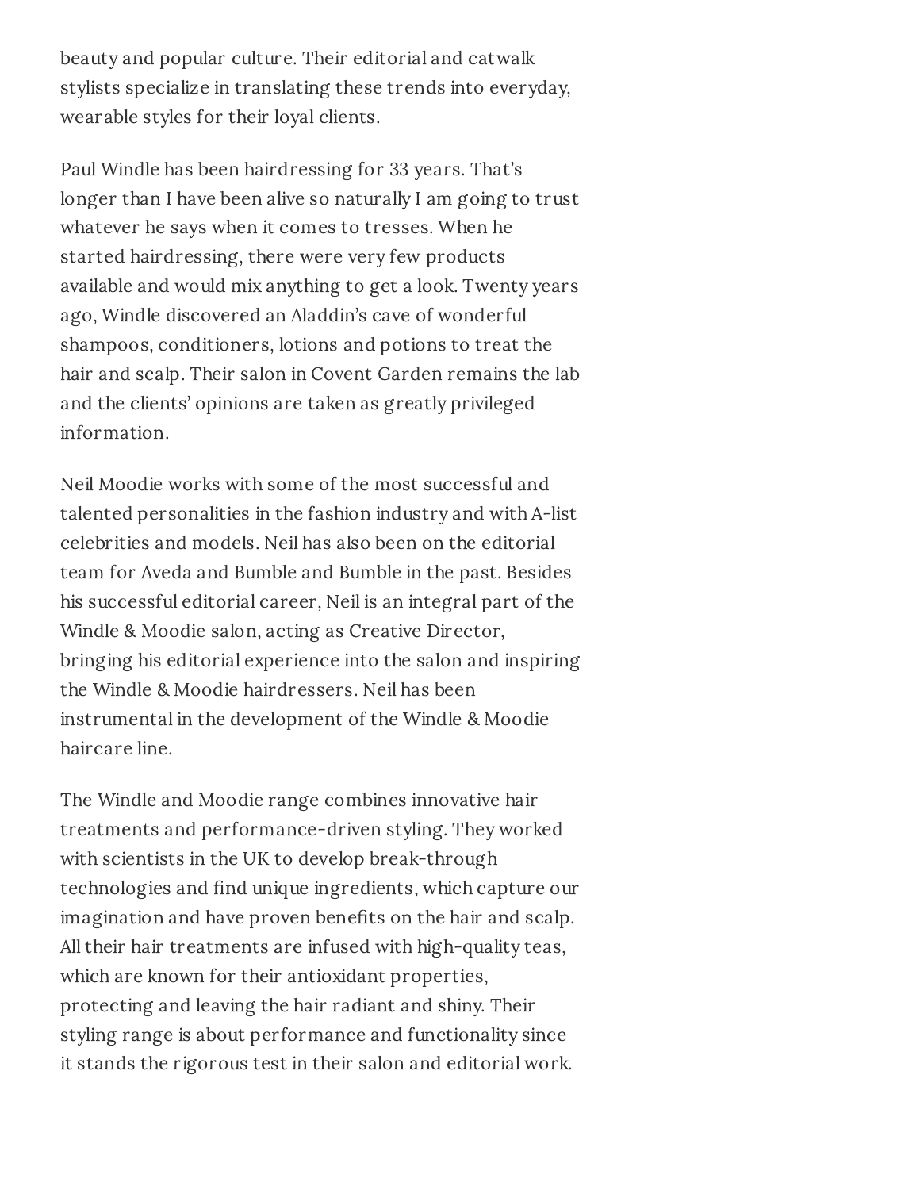beauty and popular culture. Their editorial and catwalk stylists specialize in translating these trends into everyday, wearable styles for their loyal clients.

Paul Windle has been hairdressing for 33 years. That's longer than I have been alive so naturally I am going to trust whatever he says when it comes to tresses. When he started hairdressing, there were very few products available and would mix anything to get a look. Twenty years ago, Windle discovered an Aladdin's cave of wonderful shampoos, conditioners, lotions and potions to treat the hair and scalp. Their salon in Covent Garden remains the lab and the clients' opinions are taken as greatly privileged information.

Neil Moodie works with some of the most successful and talented personalities in the fashion industry and with A-list celebrities and models. Neil has also been on the editorial team for Aveda and Bumble and Bumble in the past. Besides his successful editorial career, Neil is an integral part of the Windle & Moodie salon, acting as Creative Director, bringing his editorial experience into the salon and inspiring the Windle & Moodie hairdressers. Neil has been instrumental in the development of the Windle & Moodie haircare line.

The Windle and Moodie range combines innovative hair treatments and performance-driven styling. They worked with scientists in the UK to develop break-through technologies and find unique ingredients, which capture our imagination and have proven benefits on the hair and scalp. All their hair treatments are infused with high-quality teas, which are known for their antioxidant properties, protecting and leaving the hair radiant and shiny. Their styling range is about performance and functionality since it stands the rigorous test in their salon and editorial work.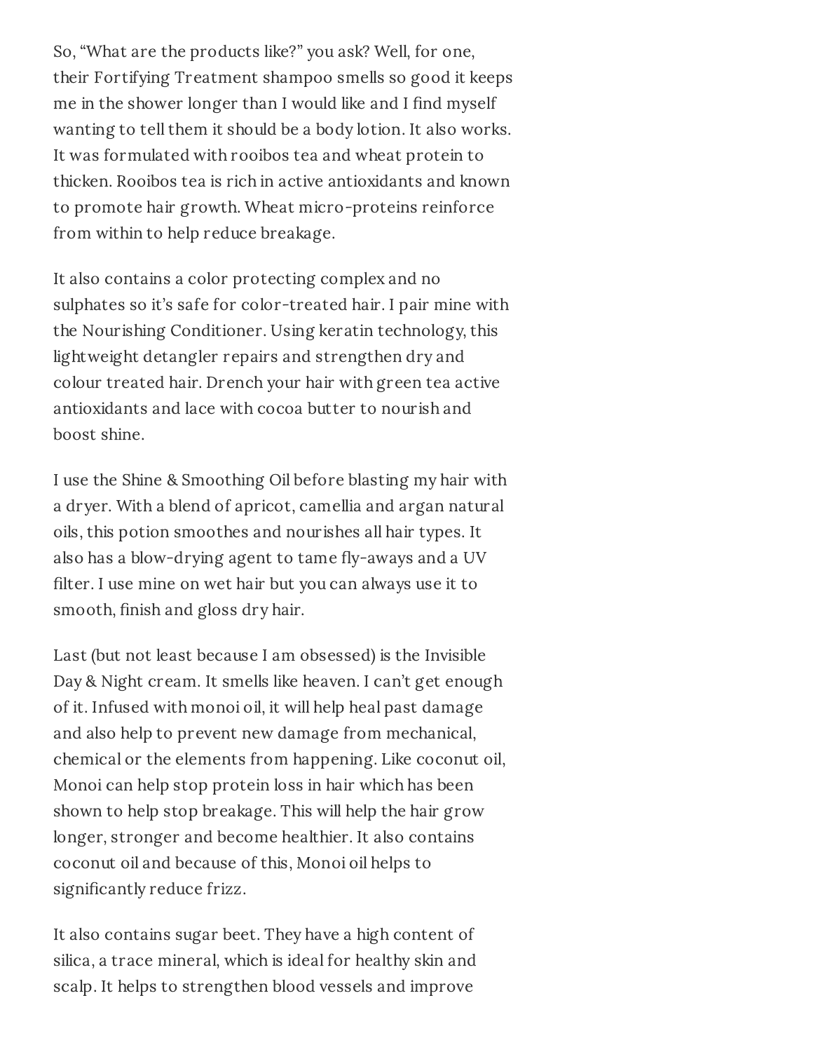So, “What are the products like?” you ask? Well, for one, their Fortifying Treatment shampoo smells so good it keeps me in the shower longer than I would like and I find myself wanting to tell them it should be a body lotion. It also works. It was formulated with rooibos tea and wheat protein to thicken. Rooibos tea is rich in active antioxidants and known to promote hair growth. Wheat micro-proteins reinforce from within to help reduce breakage.

It also contains a color protecting complex and no sulphates so it’s safe for color-treated hair. I pair mine with the Nourishing Conditioner. Using keratin technology, this lightweight detangler repairs and strengthen dry and colour treated hair. Drench your hair with green tea active antioxidants and lace with cocoa butter to nourish and boost shine.

I use the Shine & Smoothing Oil before blasting my hair with a dryer. With a blend of apricot, camellia and argan natural oils, this potion smoothes and nourishes all hair types. It also has a blow-drying agent to tame fly-aways and a UV filter. I use mine on wet hair but you can always use it to smooth, finish and gloss dry hair.

Last (but not least because I am obsessed) is the Invisible Day & Night cream. It smells like heaven. I can’t get enough of it. Infused with monoi oil, it will help heal past damage and also help to prevent new damage from mechanical, chemical or the elements from happening. Like coconut oil, Monoi can help stop protein loss in hair which has been shown to help stop breakage. This will help the hair grow longer, stronger and become healthier. It also contains coconut oil and because of this, Monoi oil helps to significantly reduce frizz.

It also contains sugar beet. They have a high content of silica, a trace mineral, which is ideal for healthy skin and scalp. It helps to strengthen blood vessels and improve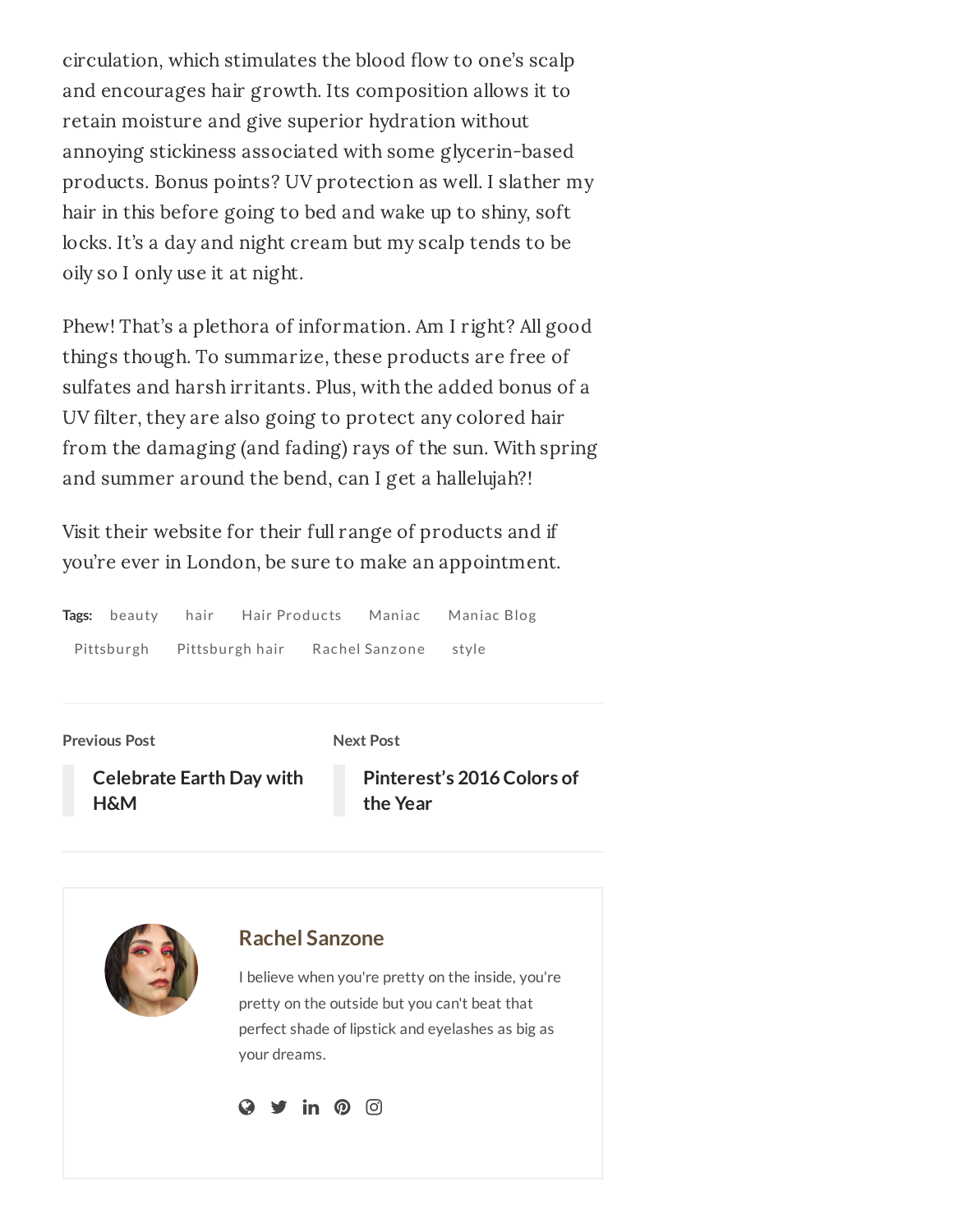circulation, which stimulates the blood flow to one's scalp and encourages hair growth. Its composition allows it to retain moisture and give superior hydration without annoying stickiness associated with some glycerin-based products. Bonus points? UV protection as well. I slather my hair in this before going to bed and wake up to shiny, soft locks. It's a day and night cream but my scalp tends to be oily so I only use it at night.

Phew! That's a plethora of information. Am I right? All good things though. To summarize, these products are free of sulfates and harsh irritants. Plus, with the added bonus of a UV filter, they are also going to protect any colored hair from the damaging (and fading) rays of the sun. With spring and summer around the bend, can I get a hallelujah?!

Visit their website for their full range of products and if you're ever in London, be sure to make an appointment.

**Tags:** beauty hair Hair Products Maniac Maniac Blog Pittsburgh Pittsburgh hair Rachel Sanzone style

**Previous Post**

**Celebrate Earth Day with H&M**

**Next Post**

**Pinterest's 2016 Colors of the Year**

## Rachel Sanzone

I believe when you're pretty on the inside, you're pretty on the outside but you can't beat that perfect shade of lipstick and eyelashes as big as your dreams.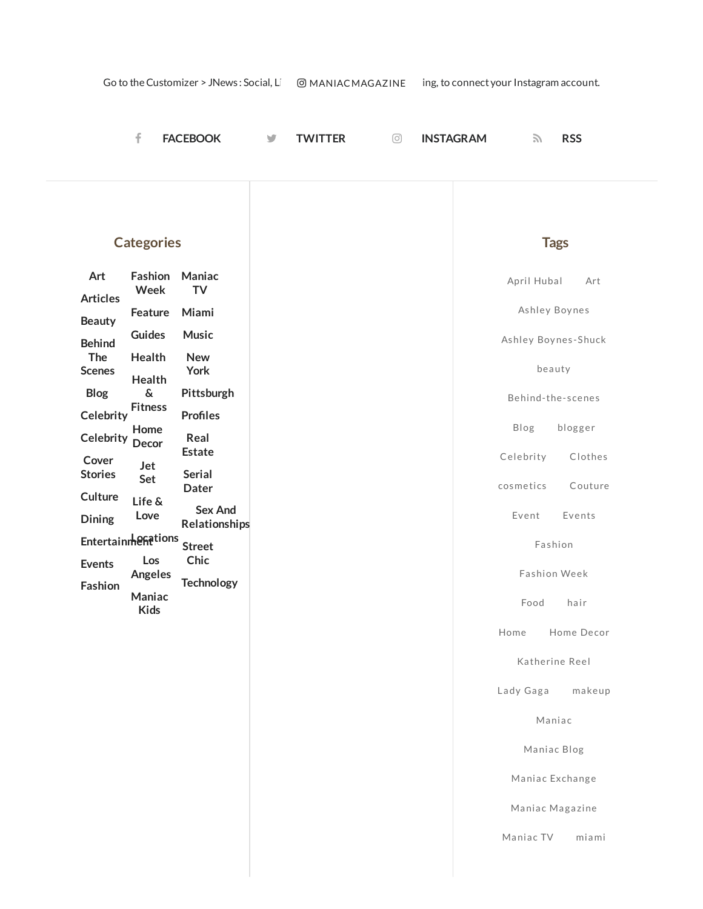Go to the Customizer > JNews : Social, Li MANIACMAGAZINE ing, to connect your Instagram account.

FACEBOOK TWITTER INSTAGRAM RSS

## Categories

- Art
- Articles
- Beauty
- Behind The Scenes
- Blog
- Celebrity
- Celebrity
- Cover Stories
- Culture
- Dining
- Entertainment
- Events
- Fashion
- Fashion Week
- Feature
- Guides
- Health
- Health & Fitness
- Home Decor
- Jet Set
- Life & Love
- Locations
- Los Angeles
- Maniac Kids
- Maniac TV
- Miami
- Music
- New York
- Pittsburgh
- Profiles
- Real Estate
- Serial Dater
- Sex And Relationships
- Street Chic
- Technology

## Tags

April Hubal Art Ashley Boynes Ashley Boynes-Shuck beauty Behind-the-scenes Blog blogger Celebrity Clothes cosmetics Couture Event Events Fashion Fashion Week Food hair Home Home Decor Katherine Reel Lady Gaga makeup Maniac Maniac Blog Maniac Exchange Maniac Magazine Maniac TV miami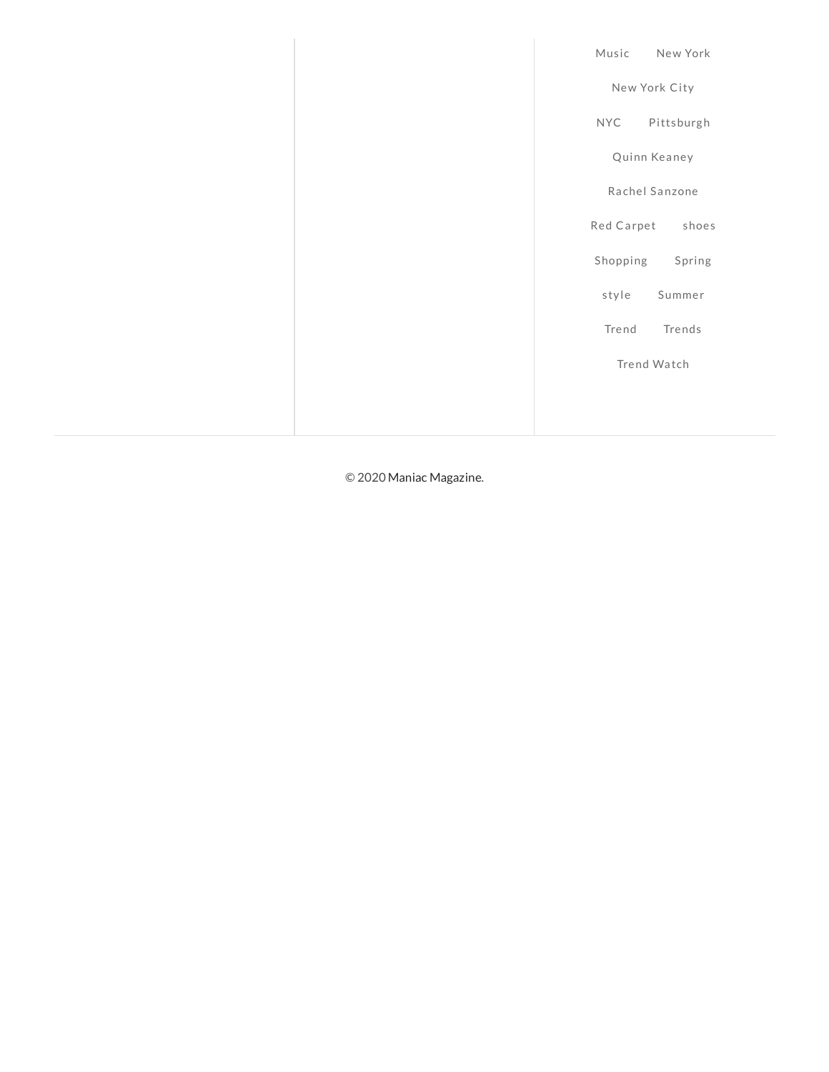Music New York

New York City

NYC Pittsburgh

Quinn Keaney

Rachel Sanzone

Red Carpet shoes

Shopping Spring

style Summer

Trend Trends

Trend Watch

© 2020 Maniac Magazine.